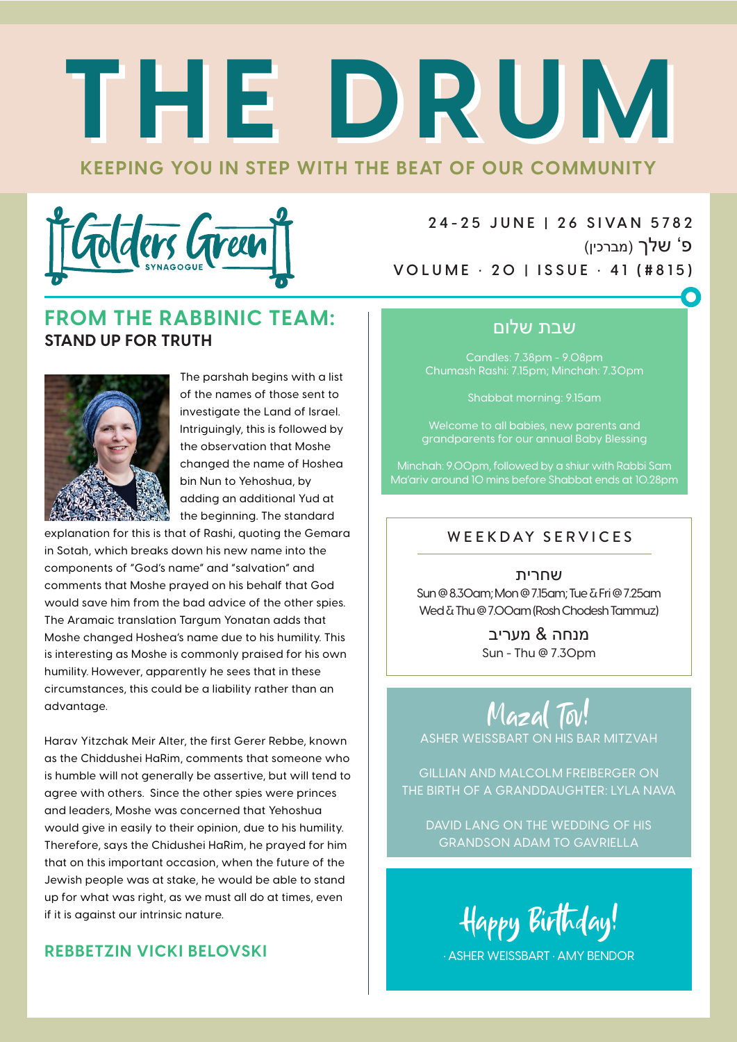# THE DRUM

KEEPING YOU IN STEP WITH THE BEAT OF OUR COMMUNITY

Golders Green SYNAGOGUE

24-25 JUNE | 26 SIVAN 5782
פ' שלך (מברכין)
VOLUME · 20 | ISSUE · 41 (#815)

## FROM THE RABBINIC TEAM:
### STAND UP FOR TRUTH

The parshah begins with a list of the names of those sent to investigate the Land of Israel. Intriguingly, this is followed by the observation that Moshe changed the name of Hoshea bin Nun to Yehoshua, by adding an additional Yud at the beginning. The standard explanation for this is that of Rashi, quoting the Gemara in Sotah, which breaks down his new name into the components of "God's name" and "salvation" and comments that Moshe prayed on his behalf that God would save him from the bad advice of the other spies. The Aramaic translation Targum Yonatan adds that Moshe changed Hoshea's name due to his humility. This is interesting as Moshe is commonly praised for his own humility. However, apparently he sees that in these circumstances, this could be a liability rather than an advantage.

Harav Yitzchak Meir Alter, the first Gerer Rebbe, known as the Chiddushei HaRim, comments that someone who is humble will not generally be assertive, but will tend to agree with others. Since the other spies were princes and leaders, Moshe was concerned that Yehoshua would give in easily to their opinion, due to his humility. Therefore, says the Chidushei HaRim, he prayed for him that on this important occasion, when the future of the Jewish people was at stake, he would be able to stand up for what was right, as we must all do at times, even if it is against our intrinsic nature.

**REBBETZIN VICKI BELOVSKI**

## שבת שלום

Candles: 7.38pm - 9.08pm
Chumash Rashi: 7.15pm; Minchah: 7.30pm

Shabbat morning: 9.15am

Welcome to all babies, new parents and grandparents for our annual Baby Blessing

Minchah: 9.00pm, followed by a shiur with Rabbi Sam
Ma'ariv around 10 mins before Shabbat ends at 10.28pm

## WEEKDAY SERVICES

**שחרית**
Sun @ 8.30am; Mon @ 7.15am; Tue & Fri @ 7.25am
Wed & Thu @ 7.00am (Rosh Chodesh Tammuz)

**מנחה & מעריב**
Sun - Thu @ 7.30pm

## Mazal Tov!

ASHER WEISSBART ON HIS BAR MITZVAH

GILLIAN AND MALCOLM FREIBERGER ON THE BIRTH OF A GRANDDAUGHTER: LYLA NAVA

DAVID LANG ON THE WEDDING OF HIS GRANDSON ADAM TO GAVRIELLA

## Happy Birthday!

· ASHER WEISSBART · AMY BENDOR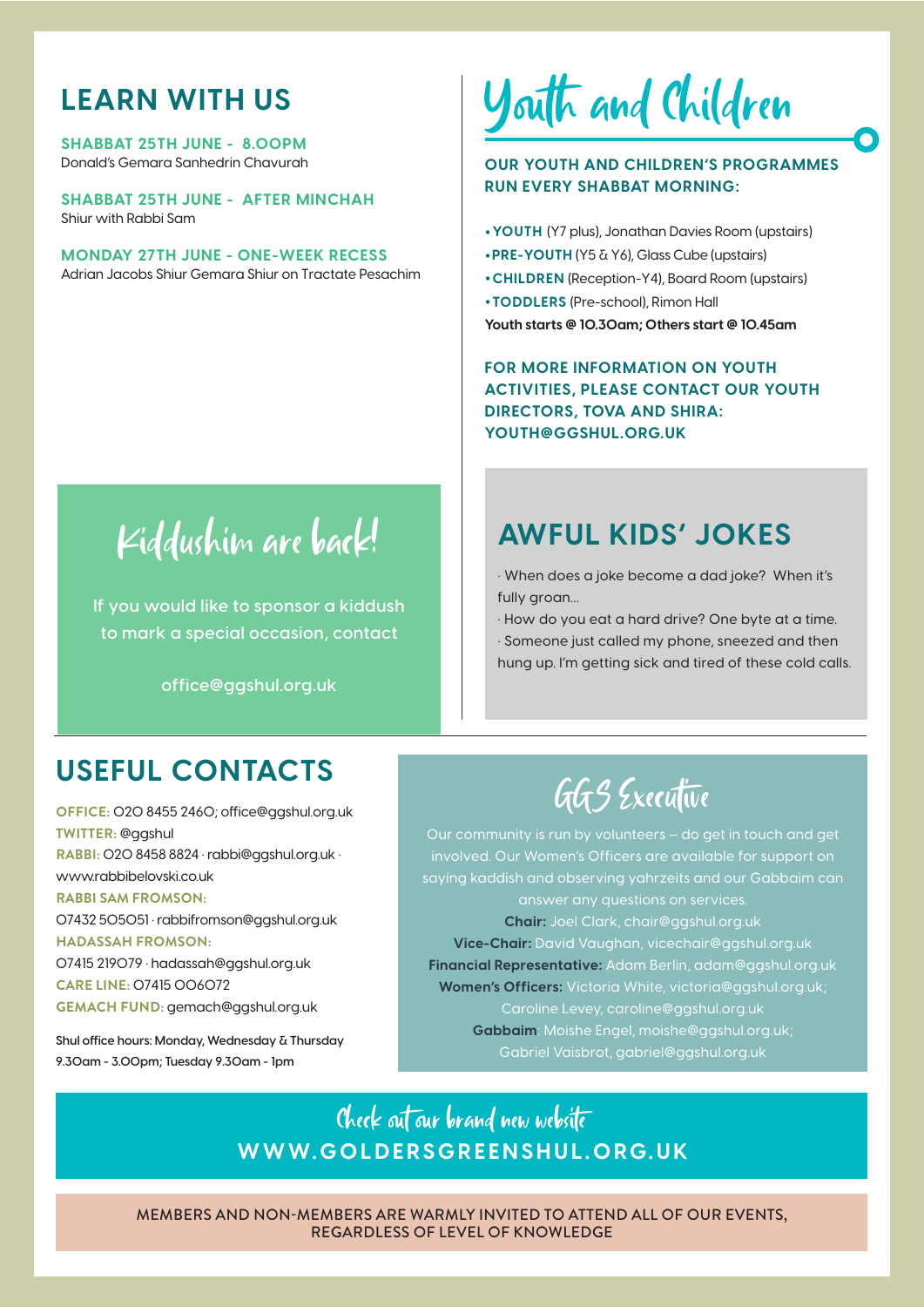## LEARN WITH US

**SHABBAT 25TH JUNE - 8.00PM**
Donald's Gemara Sanhedrin Chavurah

**SHABBAT 25TH JUNE - AFTER MINCHAH**
Shiur with Rabbi Sam

**MONDAY 27TH JUNE - ONE-WEEK RECESS**
Adrian Jacobs Shiur Gemara Shiur on Tractate Pesachim

## Youth and Children

**OUR YOUTH AND CHILDREN'S PROGRAMMES RUN EVERY SHABBAT MORNING:**

- **YOUTH** (Y7 plus), Jonathan Davies Room (upstairs)
- **PRE-YOUTH** (Y5 & Y6), Glass Cube (upstairs)
- **CHILDREN** (Reception-Y4), Board Room (upstairs)
- **TODDLERS** (Pre-school), Rimon Hall

**Youth starts @ 10.30am; Others start @ 10.45am**

**FOR MORE INFORMATION ON YOUTH ACTIVITIES, PLEASE CONTACT OUR YOUTH DIRECTORS, TOVA AND SHIRA: YOUTH@GGSHUL.ORG.UK**

## Kiddushim are back!

If you would like to sponsor a kiddush to mark a special occasion, contact

office@ggshul.org.uk

## AWFUL KIDS' JOKES

· When does a joke become a dad joke? When it's fully groan...
· How do you eat a hard drive? One byte at a time.
· Someone just called my phone, sneezed and then hung up. I'm getting sick and tired of these cold calls.

## USEFUL CONTACTS

**OFFICE:** 020 8455 2460; office@ggshul.org.uk
**TWITTER:** @ggshul
**RABBI:** 020 8458 8824 · rabbi@ggshul.org.uk · www.rabbibelovski.co.uk
**RABBI SAM FROMSON:**
07432 505051 · rabbifromson@ggshul.org.uk
**HADASSAH FROMSON:**
07415 219079 · hadassah@ggshul.org.uk
**CARE LINE:** 07415 006072
**GEMACH FUND:** gemach@ggshul.org.uk

**Shul office hours: Monday, Wednesday & Thursday 9.30am - 3.00pm; Tuesday 9.30am - 1pm**

## GGS Executive

Our community is run by volunteers – do get in touch and get involved. Our Women's Officers are available for support on saying kaddish and observing yahrzeits and our Gabbaim can answer any questions on services.

**Chair:** Joel Clark, chair@ggshul.org.uk
**Vice-Chair:** David Vaughan, vicechair@ggshul.org.uk
**Financial Representative:** Adam Berlin, adam@ggshul.org.uk
**Women's Officers:** Victoria White, victoria@ggshul.org.uk; Caroline Levey, caroline@ggshul.org.uk
**Gabbaim**: Moishe Engel, moishe@ggshul.org.uk; Gabriel Vaisbrot, gabriel@ggshul.org.uk

Check out our brand new website
**WWW.GOLDERSGREENSHUL.ORG.UK**

MEMBERS AND NON-MEMBERS ARE WARMLY INVITED TO ATTEND ALL OF OUR EVENTS, REGARDLESS OF LEVEL OF KNOWLEDGE